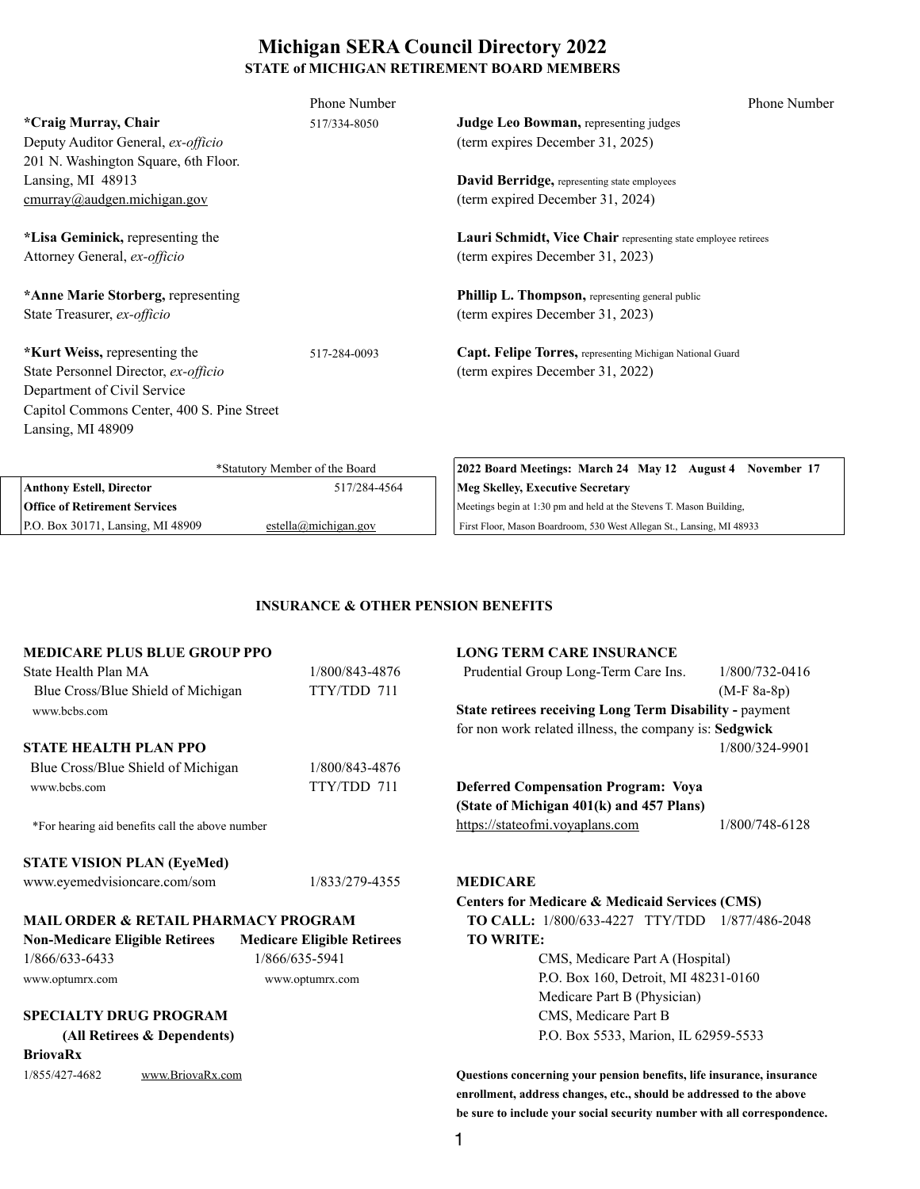# Michigan SERA Council Directory 2022

## STATE of MICHIGAN RETIREMENT BOARD MEMBERS

| | Phone Number |
|---|---|
| **\*Craig Murray, Chair**<br>Deputy Auditor General, *ex-officio*<br>201 N. Washington Square, 6th Floor.<br>Lansing, MI 48913<br>cmurray@audgen.michigan.gov | 517/334-8050 |
| **\*Lisa Geminick,** representing the Attorney General, *ex-officio* | |
| **\*Anne Marie Storberg,** representing State Treasurer, *ex-officio* | |
| **\*Kurt Weiss,** representing the State Personnel Director, *ex-officio*<br>Department of Civil Service<br>Capitol Commons Center, 400 S. Pine Street<br>Lansing, MI 48909 | 517-284-0093 |

| | Phone Number |
|---|---|
| **Judge Leo Bowman,** representing judges (term expires December 31, 2025) | |
| **David Berridge,** representing state employees (term expired December 31, 2024) | |
| **Lauri Schmidt, Vice Chair** representing state employee retirees (term expires December 31, 2023) | |
| **Phillip L. Thompson,** representing general public (term expires December 31, 2023) | |
| **Capt. Felipe Torres,** representing Michigan National Guard (term expires December 31, 2022) | |

*Statutory Member of the Board

**Anthony Estell, Director** — 517/284-4564
**Office of Retirement Services**
P.O. Box 30171, Lansing, MI 48909 — estella@michigan.gov

**2022 Board Meetings: March 24 May 12 August 4 November 17**
**Meg Skelley, Executive Secretary**
Meetings begin at 1:30 pm and held at the Stevens T. Mason Building, First Floor, Mason Boardroom, 530 West Allegan St., Lansing, MI 48933

## INSURANCE & OTHER PENSION BENEFITS

**MEDICARE PLUS BLUE GROUP PPO**
State Health Plan MA — 1/800/843-4876
Blue Cross/Blue Shield of Michigan — TTY/TDD 711
www.bcbs.com

**STATE HEALTH PLAN PPO**
Blue Cross/Blue Shield of Michigan — 1/800/843-4876
www.bcbs.com — TTY/TDD 711

*For hearing aid benefits call the above number

**STATE VISION PLAN (EyeMed)**
www.eyemedvisioncare.com/som — 1/833/279-4355

**MAIL ORDER & RETAIL PHARMACY PROGRAM**

| **Non-Medicare Eligible Retirees** | **Medicare Eligible Retirees** |
|---|---|
| 1/866/633-6433 | 1/866/635-5941 |
| www.optumrx.com | www.optumrx.com |

**SPECIALTY DRUG PROGRAM**
**(All Retirees & Dependents)**
**BriovaRx**
1/855/427-4682 — www.BriovaRx.com

**LONG TERM CARE INSURANCE**
Prudential Group Long-Term Care Ins. — 1/800/732-0416 (M-F 8a-8p)

**State retirees receiving Long Term Disability -** payment for non work related illness, the company is: **Sedgwick** — 1/800/324-9901

**Deferred Compensation Program: Voya (State of Michigan 401(k) and 457 Plans)**
https://stateofmi.voyaplans.com — 1/800/748-6128

**MEDICARE**
**Centers for Medicare & Medicaid Services (CMS)**
**TO CALL:** 1/800/633-4227 TTY/TDD 1/877/486-2048
**TO WRITE:**
CMS, Medicare Part A (Hospital)
P.O. Box 160, Detroit, MI 48231-0160
Medicare Part B (Physician)
CMS, Medicare Part B
P.O. Box 5533, Marion, IL 62959-5533

**Questions concerning your pension benefits, life insurance, insurance enrollment, address changes, etc., should be addressed to the above be sure to include your social security number with all correspondence.**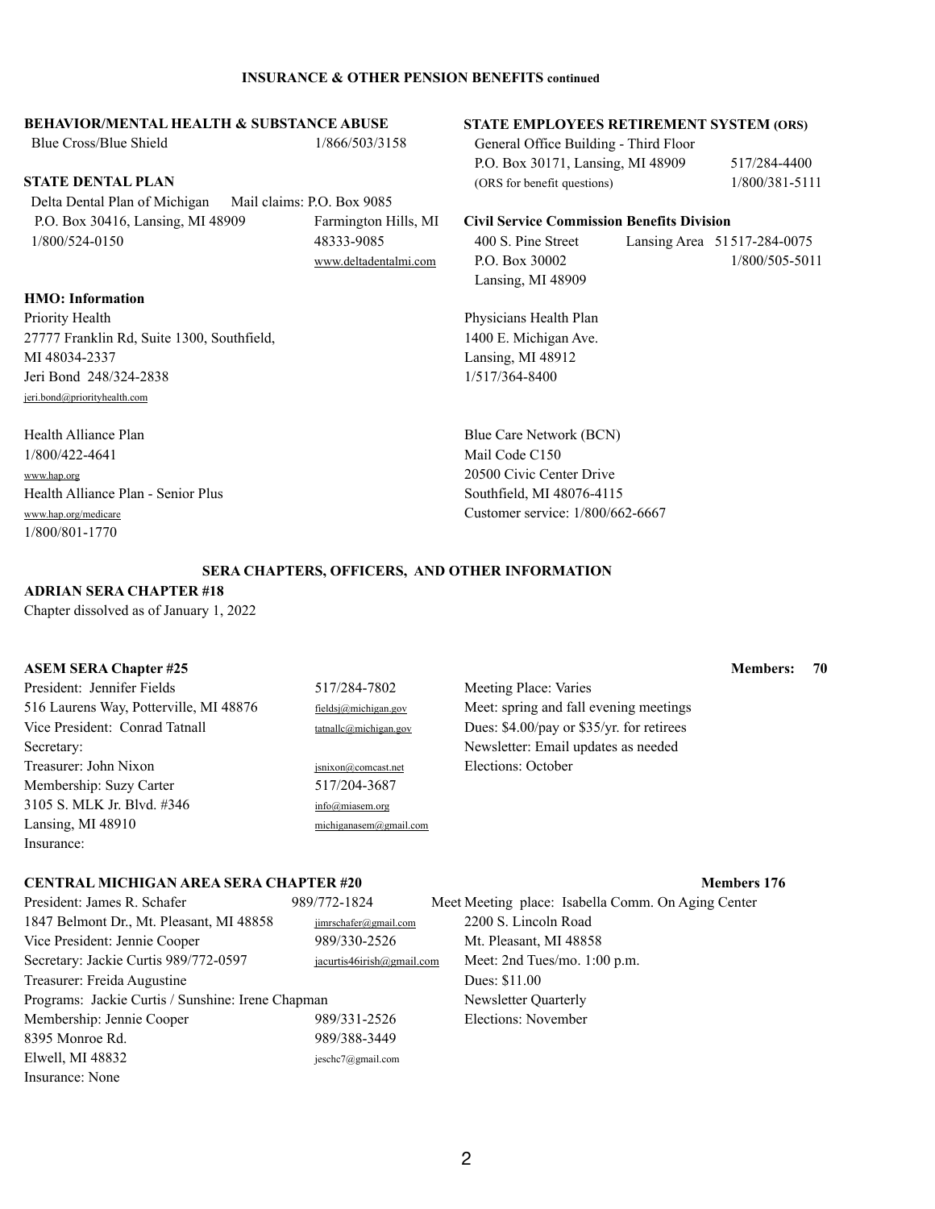## INSURANCE & OTHER PENSION BENEFITS continued

### BEHAVIOR/MENTAL HEALTH & SUBSTANCE ABUSE

Blue Cross/Blue Shield 1/866/503/3158

### STATE DENTAL PLAN

Delta Dental Plan of Michigan
P.O. Box 30416, Lansing, MI 48909
1/800/524-0150

Mail claims: P.O. Box 9085
Farmington Hills, MI
48333-9085
www.deltadentalmi.com

### STATE EMPLOYEES RETIREMENT SYSTEM (ORS)

General Office Building - Third Floor
P.O. Box 30171, Lansing, MI 48909 517/284-4400
(ORS for benefit questions) 1/800/381-5111

### Civil Service Commission Benefits Division

400 S. Pine Street
P.O. Box 30002
Lansing, MI 48909

Lansing Area 51517-284-0075
1/800/505-5011

### HMO: Information

Priority Health
27777 Franklin Rd, Suite 1300, Southfield, MI 48034-2337
Jeri Bond 248/324-2838
jeri.bond@priorityhealth.com

Physicians Health Plan
1400 E. Michigan Ave.
Lansing, MI 48912
1/517/364-8400

Health Alliance Plan
1/800/422-4641
www.hap.org
Health Alliance Plan - Senior Plus
www.hap.org/medicare
1/800/801-1770

Blue Care Network (BCN)
Mail Code C150
20500 Civic Center Drive
Southfield, MI 48076-4115
Customer service: 1/800/662-6667

## SERA CHAPTERS, OFFICERS, AND OTHER INFORMATION

### ADRIAN SERA CHAPTER #18

Chapter dissolved as of January 1, 2022

### ASEM SERA Chapter #25 — Members: 70

President: Jennifer Fields 517/284-7802
516 Laurens Way, Potterville, MI 48876 fieldsj@michigan.gov
Vice President: Conrad Tatnall tatnallc@michigan.gov
Secretary:
Treasurer: John Nixon jsnixon@comcast.net
Membership: Suzy Carter 517/204-3687
3105 S. MLK Jr. Blvd. #346 info@miasem.org
Lansing, MI 48910 michiganasem@gmail.com
Insurance:

Meeting Place: Varies
Meet: spring and fall evening meetings
Dues: $4.00/pay or $35/yr. for retirees
Newsletter: Email updates as needed
Elections: October

### CENTRAL MICHIGAN AREA SERA CHAPTER #20 — Members 176

President: James R. Schafer 989/772-1824
1847 Belmont Dr., Mt. Pleasant, MI 48858 jimrschafer@gmail.com
Vice President: Jennie Cooper 989/330-2526
Secretary: Jackie Curtis 989/772-0597 jacurtis46irish@gmail.com
Treasurer: Freida Augustine
Programs: Jackie Curtis / Sunshine: Irene Chapman
Membership: Jennie Cooper 989/331-2526
8395 Monroe Rd. 989/388-3449
Elwell, MI 48832 jeschc7@gmail.com
Insurance: None

Meet Meeting place: Isabella Comm. On Aging Center
2200 S. Lincoln Road
Mt. Pleasant, MI 48858
Meet: 2nd Tues/mo. 1:00 p.m.
Dues: $11.00
Newsletter Quarterly
Elections: November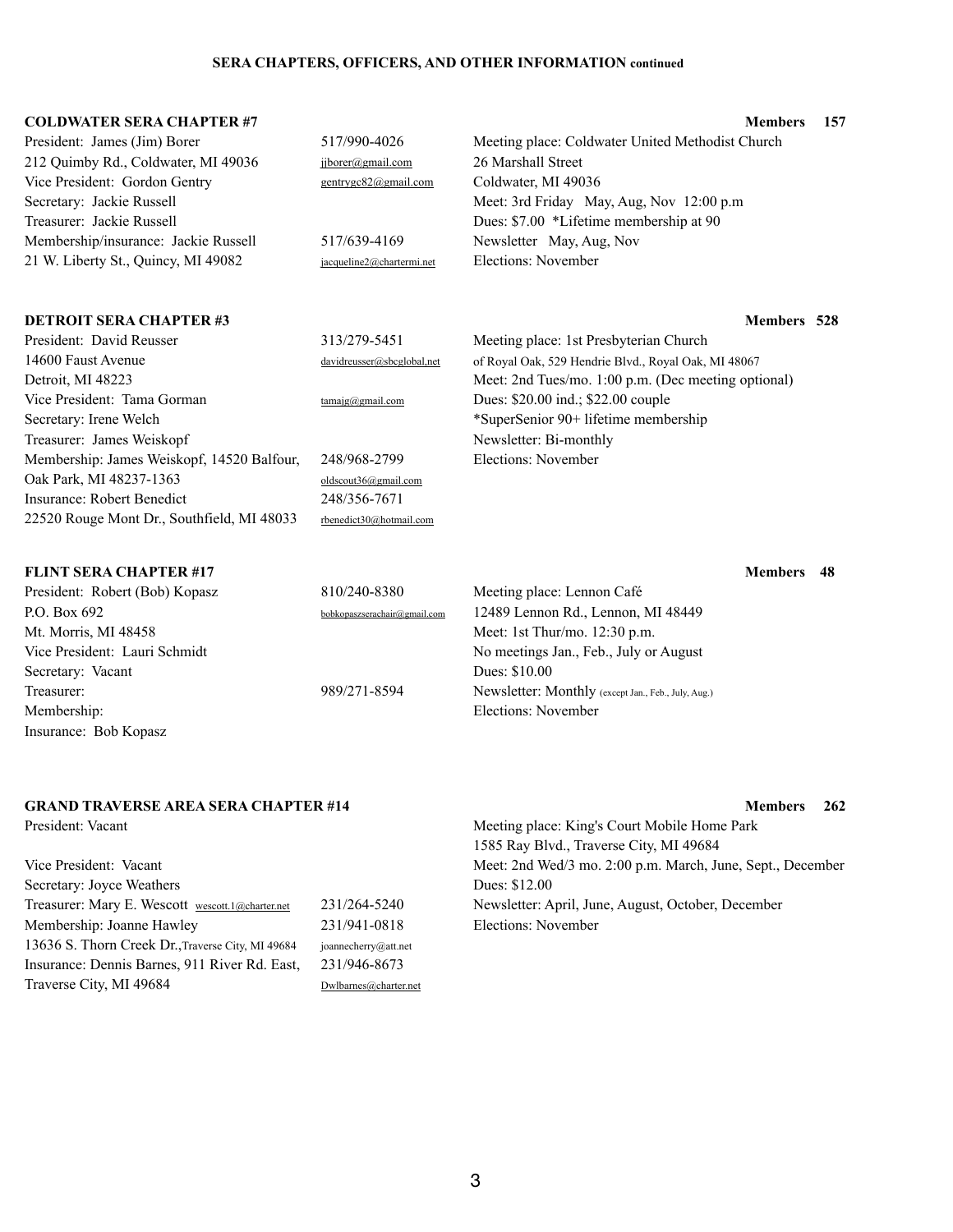**SERA CHAPTERS, OFFICERS, AND OTHER INFORMATION continued**

### COLDWATER SERA CHAPTER #7 — Members 157

President: James (Jim) Borer — 517/990-4026
212 Quimby Rd., Coldwater, MI 49036 — jjborer@gmail.com
Vice President: Gordon Gentry — gentrygc82@gmail.com
Secretary: Jackie Russell
Treasurer: Jackie Russell
Membership/insurance: Jackie Russell — 517/639-4169
21 W. Liberty St., Quincy, MI 49082 — jacqueline2@chartermi.net

Meeting place: Coldwater United Methodist Church
26 Marshall Street
Coldwater, MI 49036
Meet: 3rd Friday May, Aug, Nov 12:00 p.m
Dues: $7.00 *Lifetime membership at 90
Newsletter May, Aug, Nov
Elections: November

### DETROIT SERA CHAPTER #3 — Members 528

President: David Reusser — 313/279-5451
14600 Faust Avenue — davidreusser@sbcglobal,net
Detroit, MI 48223
Vice President: Tama Gorman — tamajg@gmail.com
Secretary: Irene Welch
Treasurer: James Weiskopf
Membership: James Weiskopf, 14520 Balfour, — 248/968-2799
Oak Park, MI 48237-1363 — oldscout36@gmail.com
Insurance: Robert Benedict — 248/356-7671
22520 Rouge Mont Dr., Southfield, MI 48033 — rbenedict30@hotmail.com

Meeting place: 1st Presbyterian Church
of Royal Oak, 529 Hendrie Blvd., Royal Oak, MI 48067
Meet: 2nd Tues/mo. 1:00 p.m. (Dec meeting optional)
Dues: $20.00 ind.; $22.00 couple
*SuperSenior 90+ lifetime membership
Newsletter: Bi-monthly
Elections: November

### FLINT SERA CHAPTER #17 — Members 48

President: Robert (Bob) Kopasz — 810/240-8380
P.O. Box 692 — bobkopaszserachair@gmail.com
Mt. Morris, MI 48458
Vice President: Lauri Schmidt
Secretary: Vacant
Treasurer: — 989/271-8594
Membership:
Insurance: Bob Kopasz

Meeting place: Lennon Café
12489 Lennon Rd., Lennon, MI 48449
Meet: 1st Thur/mo. 12:30 p.m.
No meetings Jan., Feb., July or August
Dues: $10.00
Newsletter: Monthly (except Jan., Feb., July, Aug.)
Elections: November

### GRAND TRAVERSE AREA SERA CHAPTER #14 — Members 262

President: Vacant
Vice President: Vacant
Secretary: Joyce Weathers
Treasurer: Mary E. Wescott wescott.1@charter.net — 231/264-5240
Membership: Joanne Hawley — 231/941-0818
13636 S. Thorn Creek Dr., Traverse City, MI 49684 — joannecherry@att.net
Insurance: Dennis Barnes, 911 River Rd. East, — 231/946-8673
Traverse City, MI 49684 — Dwlbarnes@charter.net

Meeting place: King's Court Mobile Home Park
1585 Ray Blvd., Traverse City, MI 49684
Meet: 2nd Wed/3 mo. 2:00 p.m. March, June, Sept., December
Dues: $12.00
Newsletter: April, June, August, October, December
Elections: November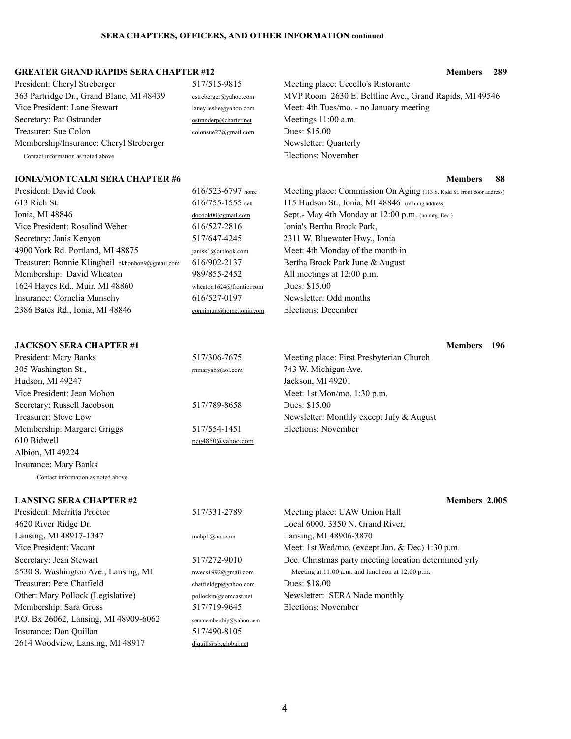**SERA CHAPTERS, OFFICERS, AND OTHER INFORMATION continued**

### GREATER GRAND RAPIDS SERA CHAPTER #12 — Members 289

President: Cheryl Streberger — 517/515-9815
363 Partridge Dr., Grand Blanc, MI 48439 — cstreberger@yahoo.com
Vice President: Lane Stewart — laney.leslie@yahoo.com
Secretary: Pat Ostrander — ostranderp@charter.net
Treasurer: Sue Colon — colonsue27@gmail.com
Membership/Insurance: Cheryl Streberger
Contact information as noted above

Meeting place: Uccello's Ristorante
MVP Room 2630 E. Beltline Ave., Grand Rapids, MI 49546
Meet: 4th Tues/mo. - no January meeting
Meetings 11:00 a.m.
Dues: $15.00
Newsletter: Quarterly
Elections: November

### IONIA/MONTCALM SERA CHAPTER #6 — Members 88

President: David Cook — 616/523-6797 home
613 Rich St. — 616/755-1555 cell
Ionia, MI 48846 — docook00@gmail.com
Vice President: Rosalind Weber — 616/527-2816
Secretary: Janis Kenyon — 517/647-4245
4900 York Rd. Portland, MI 48875 — janisk1@outlook.com
Treasurer: Bonnie Klingbeil bkbonbon9@gmail.com — 616/902-2137
Membership: David Wheaton — 989/855-2452
1624 Hayes Rd., Muir, MI 48860 — wheaton1624@frontier.com
Insurance: Cornelia Munschy — 616/527-0197
2386 Bates Rd., Ionia, MI 48846 — connimun@home.ionia.com

Meeting place: Commission On Aging (113 S. Kidd St. front door address)
115 Hudson St., Ionia, MI 48846 (mailing address)
Sept.- May 4th Monday at 12:00 p.m. (no mtg. Dec.)
Ionia's Bertha Brock Park,
2311 W. Bluewater Hwy., Ionia
Meet: 4th Monday of the month in
Bertha Brock Park June & August
All meetings at 12:00 p.m.
Dues: $15.00
Newsletter: Odd months
Elections: December

### JACKSON SERA CHAPTER #1 — Members 196

President: Mary Banks — 517/306-7675
305 Washington St., — rnmaryab@aol.com
Hudson, MI 49247
Vice President: Jean Mohon
Secretary: Russell Jacobson — 517/789-8658
Treasurer: Steve Low
Membership: Margaret Griggs — 517/554-1451
610 Bidwell — peg4850@yahoo.com
Albion, MI 49224
Insurance: Mary Banks
Contact information as noted above

Meeting place: First Presbyterian Church
743 W. Michigan Ave.
Jackson, MI 49201
Meet: 1st Mon/mo. 1:30 p.m.
Dues: $15.00
Newsletter: Monthly except July & August
Elections: November

### LANSING SERA CHAPTER #2 — Members 2,005

President: Merritta Proctor — 517/331-2789
4620 River Ridge Dr.
Lansing, MI 48917-1347 — mchp1@aol.com
Vice President: Vacant
Secretary: Jean Stewart — 517/272-9010
5530 S. Washington Ave., Lansing, MI — nwecs1992@gmail.com
Treasurer: Pete Chatfield — chatfieldgp@yahoo.com
Other: Mary Pollock (Legislative) — pollockm@comcast.net
Membership: Sara Gross — 517/719-9645
P.O. Bx 26062, Lansing, MI 48909-6062 — seramembership@yahoo.com
Insurance: Don Quillan — 517/490-8105
2614 Woodview, Lansing, MI 48917 — djquill@sbcglobal.net

Meeting place: UAW Union Hall
Local 6000, 3350 N. Grand River,
Lansing, MI 48906-3870
Meet: 1st Wed/mo. (except Jan. & Dec) 1:30 p.m.
Dec. Christmas party meeting location determined yrly
Meeting at 11:00 a.m. and luncheon at 12:00 p.m.
Dues: $18.00
Newsletter: SERA Nade monthly
Elections: November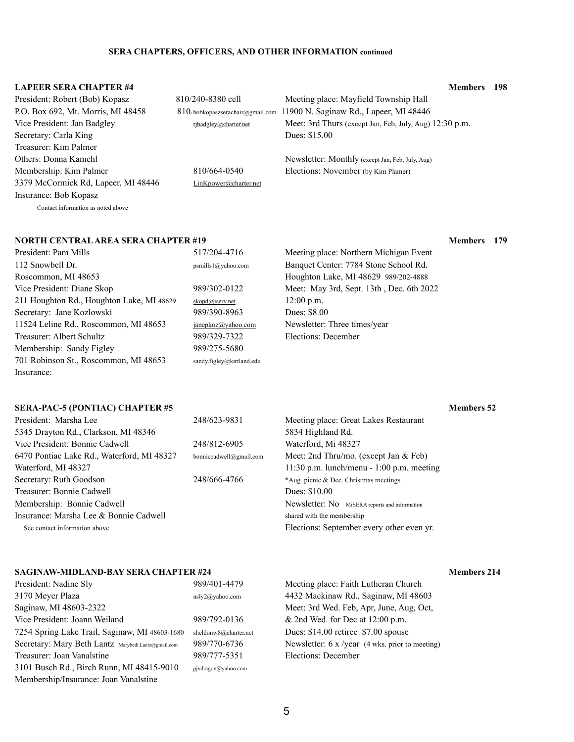**SERA CHAPTERS, OFFICERS, AND OTHER INFORMATION continued**

### LAPEER SERA CHAPTER #4 — Members 198

President: Robert (Bob) Kopasz — 810/240-8380 cell
P.O. Box 692, Mt. Morris, MI 48458 — 810/ bobkopaszserachair@gmail.com
Vice President: Jan Badgley — rjbadgley@charter.net
Secretary: Carla King
Treasurer: Kim Palmer
Others: Donna Kamehl
Membership: Kim Palmer — 810/664-0540
3379 McCormick Rd, Lapeer, MI 48446 — LinKpower@charter.net
Insurance: Bob Kopasz
Contact information as noted above

Meeting place: Mayfield Township Hall
1900 N. Saginaw Rd., Lapeer, MI 48446
Meet: 3rd Thurs (except Jan, Feb, July, Aug) 12:30 p.m.
Dues: $15.00
Newsletter: Monthly (except Jan, Feb, July, Aug)
Elections: November (by Kim Plamer)

### NORTH CENTRAL AREA SERA CHAPTER #19 — Members 179

President: Pam Mills — 517/204-4716
112 Snowbell Dr. — psmills1@yahoo.com
Roscommon, MI 48653
Vice President: Diane Skop — 989/302-0122
211 Houghton Rd., Houghton Lake, MI 48629 — skopd@iserv.net
Secretary: Jane Kozlowski — 989/390-8963
11524 Leline Rd., Roscommon, MI 48653 — janepkoz@yahoo.com
Treasurer: Albert Schultz — 989/329-7322
Membership: Sandy Figley — 989/275-5680
701 Robinson St., Roscommon, MI 48653 — sandy.figley@kirtland.edu
Insurance:

Meeting place: Northern Michigan Event Banquet Center: 7784 Stone School Rd. Houghton Lake, MI 48629 989/202-4888
Meet: May 3rd, Sept. 13th , Dec. 6th 2022 12:00 p.m.
Dues: $8.00
Newsletter: Three times/year
Elections: December

### SERA-PAC-5 (PONTIAC) CHAPTER #5 — Members 52

President: Marsha Lee — 248/623-9831
5345 Drayton Rd., Clarkson, MI 48346
Vice President: Bonnie Cadwell — 248/812-6905
6470 Pontiac Lake Rd., Waterford, MI 48327 — bonniecadwell@gmail.com
Waterford, MI 48327
Secretary: Ruth Goodson — 248/666-4766
Treasurer: Bonnie Cadwell
Membership: Bonnie Cadwell
Insurance: Marsha Lee & Bonnie Cadwell
See contact information above

Meeting place: Great Lakes Restaurant
5834 Highland Rd.
Waterford, Mi 48327
Meet: 2nd Thru/mo. (except Jan & Feb)
11:30 p.m. lunch/menu - 1:00 p.m. meeting
*Aug. picnic & Dec. Christmas meetings
Dues: $10.00
Newsletter: No MiSERA reports and information shared with the membership
Elections: September every other even yr.

### SAGINAW-MIDLAND-BAY SERA CHAPTER #24 — Members 214

President: Nadine Sly — 989/401-4479
3170 Meyer Plaza — nsly2@yahoo.com
Saginaw, MI 48603-2322
Vice President: Joann Weiland — 989/792-0136
7254 Spring Lake Trail, Saginaw, MI 48603-1680 — sheldonw8@charter.net
Secretary: Mary Beth Lantz Marybeth.Lantz@gmail.com — 989/770-6736
Treasurer: Joan Vanalstine — 989/777-5351
3101 Busch Rd., Birch Runn, MI 48415-9010 — pjvdragon@yahoo.com
Membership/Insurance: Joan Vanalstine

Meeting place: Faith Lutheran Church
4432 Mackinaw Rd., Saginaw, MI 48603
Meet: 3rd Wed. Feb, Apr, June, Aug, Oct, & 2nd Wed. for Dec at 12:00 p.m.
Dues: $14.00 retiree $7.00 spouse
Newsletter: 6 x /year (4 wks. prior to meeting)
Elections: December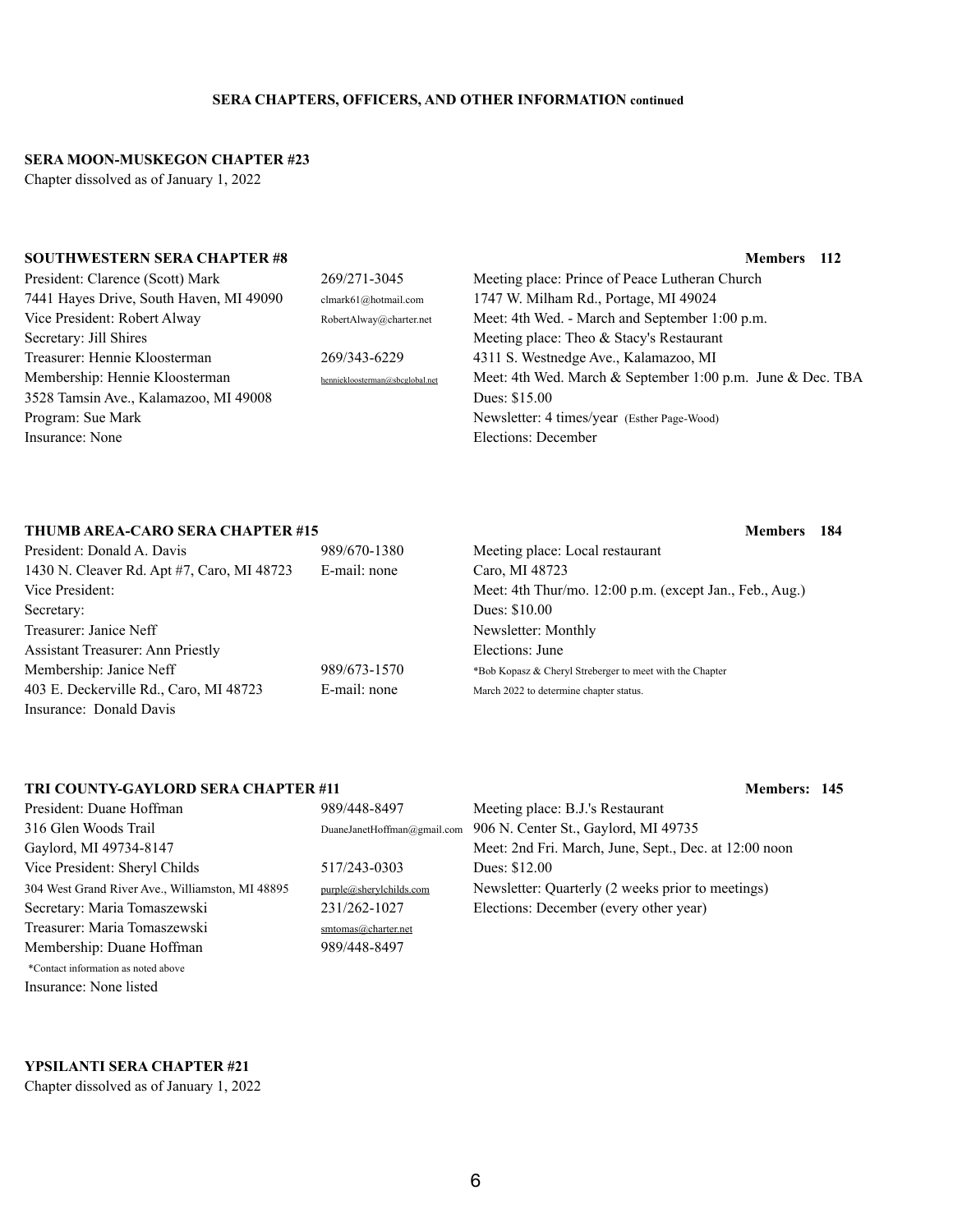**SERA CHAPTERS, OFFICERS, AND OTHER INFORMATION continued**

**SERA MOON-MUSKEGON CHAPTER #23**

Chapter dissolved as of January 1, 2022

**SOUTHWESTERN SERA CHAPTER #8** **Members 112**

President: Clarence (Scott) Mark 269/271-3045
7441 Hayes Drive, South Haven, MI 49090 clmark61@hotmail.com
Vice President: Robert Alway RobertAlway@charter.net
Secretary: Jill Shires
Treasurer: Hennie Kloosterman 269/343-6229
Membership: Hennie Kloosterman hennickloosterman@sbcglobal.net
3528 Tamsin Ave., Kalamazoo, MI 49008
Program: Sue Mark
Insurance: None

Meeting place: Prince of Peace Lutheran Church
1747 W. Milham Rd., Portage, MI 49024
Meet: 4th Wed. - March and September 1:00 p.m.
Meeting place: Theo & Stacy's Restaurant
4311 S. Westnedge Ave., Kalamazoo, MI
Meet: 4th Wed. March & September 1:00 p.m. June & Dec. TBA
Dues: $15.00
Newsletter: 4 times/year (Esther Page-Wood)
Elections: December

**THUMB AREA-CARO SERA CHAPTER #15** **Members 184**

President: Donald A. Davis 989/670-1380
1430 N. Cleaver Rd. Apt #7, Caro, MI 48723 E-mail: none
Vice President:
Secretary:
Treasurer: Janice Neff
Assistant Treasurer: Ann Priestly
Membership: Janice Neff 989/673-1570
403 E. Deckerville Rd., Caro, MI 48723 E-mail: none
Insurance: Donald Davis

Meeting place: Local restaurant
Caro, MI 48723
Meet: 4th Thur/mo. 12:00 p.m. (except Jan., Feb., Aug.)
Dues: $10.00
Newsletter: Monthly
Elections: June
*Bob Kopasz & Cheryl Streberger to meet with the Chapter March 2022 to determine chapter status.

**TRI COUNTY-GAYLORD SERA CHAPTER #11** **Members: 145**

President: Duane Hoffman 989/448-8497
316 Glen Woods Trail DuaneJanetHoffman@gmail.com
Gaylord, MI 49734-8147
Vice President: Sheryl Childs 517/243-0303
304 West Grand River Ave., Williamston, MI 48895 purple@sherylchilds.com
Secretary: Maria Tomaszewski 231/262-1027
Treasurer: Maria Tomaszewski smtomas@charter.net
Membership: Duane Hoffman 989/448-8497
*Contact information as noted above
Insurance: None listed

Meeting place: B.J.'s Restaurant
906 N. Center St., Gaylord, MI 49735
Meet: 2nd Fri. March, June, Sept., Dec. at 12:00 noon
Dues: $12.00
Newsletter: Quarterly (2 weeks prior to meetings)
Elections: December (every other year)

**YPSILANTI SERA CHAPTER #21**

Chapter dissolved as of January 1, 2022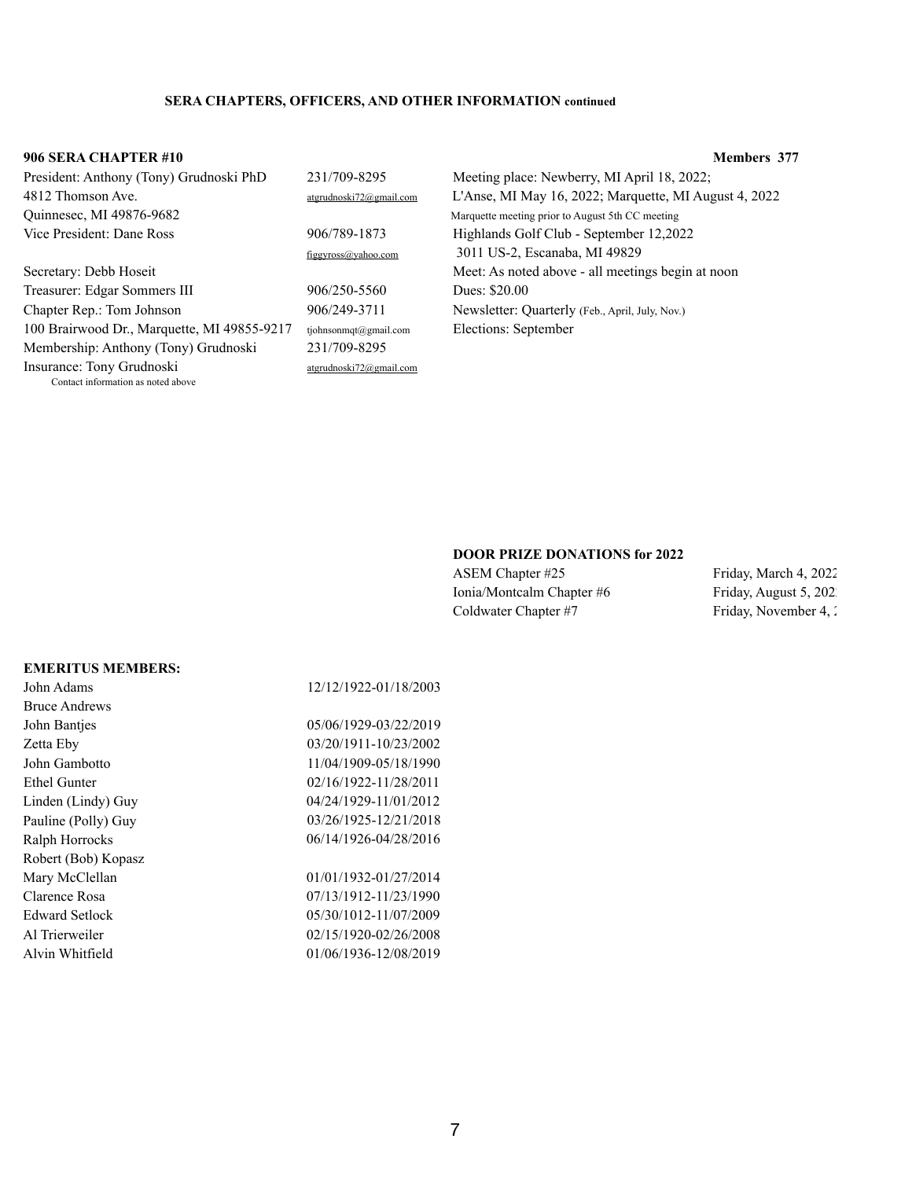**SERA CHAPTERS, OFFICERS, AND OTHER INFORMATION continued**

**906 SERA CHAPTER #10** **Members 377**

President: Anthony (Tony) Grudnoski PhD 231/709-8295
4812 Thomson Ave. atgrudnoski72@gmail.com
Quinnesec, MI 49876-9682
Vice President: Dane Ross 906/789-1873
figgyross@yahoo.com
Secretary: Debb Hoseit
Treasurer: Edgar Sommers III 906/250-5560
Chapter Rep.: Tom Johnson 906/249-3711
100 Brairwood Dr., Marquette, MI 49855-9217 tjohnsonmqt@gmail.com
Membership: Anthony (Tony) Grudnoski 231/709-8295
Insurance: Tony Grudnoski atgrudnoski72@gmail.com
Contact information as noted above

Meeting place: Newberry, MI April 18, 2022;
L'Anse, MI May 16, 2022; Marquette, MI August 4, 2022
Marquette meeting prior to August 5th CC meeting
Highlands Golf Club - September 12,2022
3011 US-2, Escanaba, MI 49829
Meet: As noted above - all meetings begin at noon
Dues: $20.00
Newsletter: Quarterly (Feb., April, July, Nov.)
Elections: September

**DOOR PRIZE DONATIONS for 2022**

| | |
|---|---|
| ASEM Chapter #25 | Friday, March 4, 2022 |
| Ionia/Montcalm Chapter #6 | Friday, August 5, 202 |
| Coldwater Chapter #7 | Friday, November 4, 2 |

**EMERITUS MEMBERS:**

| | |
|---|---|
| John Adams | 12/12/1922-01/18/2003 |
| Bruce Andrews | |
| John Bantjes | 05/06/1929-03/22/2019 |
| Zetta Eby | 03/20/1911-10/23/2002 |
| John Gambotto | 11/04/1909-05/18/1990 |
| Ethel Gunter | 02/16/1922-11/28/2011 |
| Linden (Lindy) Guy | 04/24/1929-11/01/2012 |
| Pauline (Polly) Guy | 03/26/1925-12/21/2018 |
| Ralph Horrocks | 06/14/1926-04/28/2016 |
| Robert (Bob) Kopasz | |
| Mary McClellan | 01/01/1932-01/27/2014 |
| Clarence Rosa | 07/13/1912-11/23/1990 |
| Edward Setlock | 05/30/1012-11/07/2009 |
| Al Trierweiler | 02/15/1920-02/26/2008 |
| Alvin Whitfield | 01/06/1936-12/08/2019 |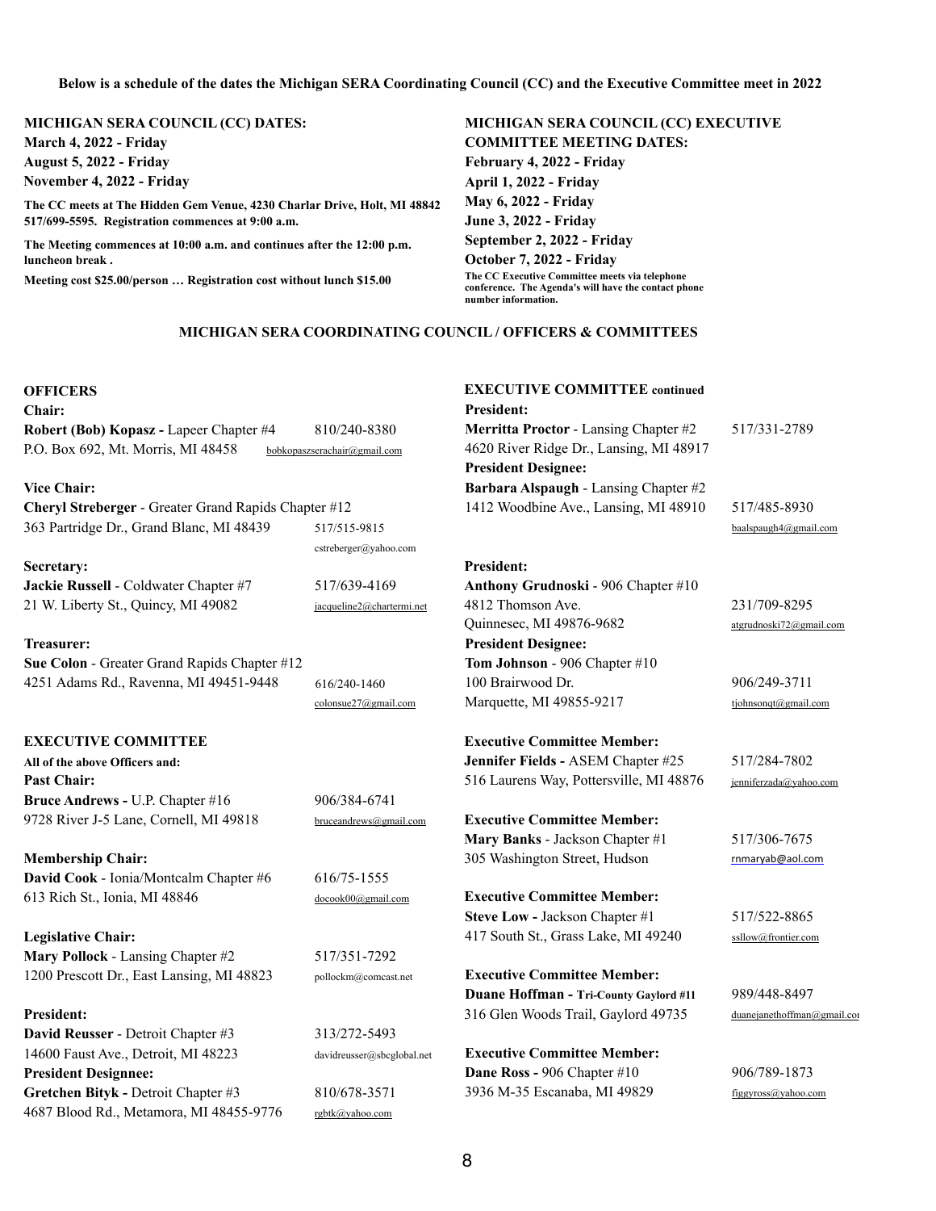**Below is a schedule of the dates the Michigan SERA Coordinating Council (CC) and the Executive Committee meet in 2022**

**MICHIGAN SERA COUNCIL (CC) DATES:**
**March 4, 2022 - Friday**
**August 5, 2022 - Friday**
**November 4, 2022 - Friday**

**The CC meets at The Hidden Gem Venue, 4230 Charlar Drive, Holt, MI 48842 517/699-5595. Registration commences at 9:00 a.m.**

**The Meeting commences at 10:00 a.m. and continues after the 12:00 p.m. luncheon break .**

**Meeting cost $25.00/person … Registration cost without lunch $15.00**

**MICHIGAN SERA COUNCIL (CC) EXECUTIVE COMMITTEE MEETING DATES:**
**February 4, 2022 - Friday**
**April 1, 2022 - Friday**
**May 6, 2022 - Friday**
**June 3, 2022 - Friday**
**September 2, 2022 - Friday**
**October 7, 2022 - Friday**

**The CC Executive Committee meets via telephone conference. The Agenda's will have the contact phone number information.**

## MICHIGAN SERA COORDINATING COUNCIL / OFFICERS & COMMITTEES

### OFFICERS

**Chair:**
**Robert (Bob) Kopasz -** Lapeer Chapter #4 — 810/240-8380
P.O. Box 692, Mt. Morris, MI 48458 — bobkopaszserachair@gmail.com

**Vice Chair:**
**Cheryl Streberger** - Greater Grand Rapids Chapter #12
363 Partridge Dr., Grand Blanc, MI 48439 — 517/515-9815 — cstreberger@yahoo.com

**Secretary:**
**Jackie Russell** - Coldwater Chapter #7 — 517/639-4169
21 W. Liberty St., Quincy, MI 49082 — jacqueline2@chartermi.net

**Treasurer:**
**Sue Colon** - Greater Grand Rapids Chapter #12
4251 Adams Rd., Ravenna, MI 49451-9448 — 616/240-1460 — colonsue27@gmail.com

### EXECUTIVE COMMITTEE

**All of the above Officers and:**

**Past Chair:**
**Bruce Andrews -** U.P. Chapter #16 — 906/384-6741
9728 River J-5 Lane, Cornell, MI 49818 — bruceandrews@gmail.com

**Membership Chair:**
**David Cook** - Ionia/Montcalm Chapter #6 — 616/75-1555
613 Rich St., Ionia, MI 48846 — docook00@gmail.com

**Legislative Chair:**
**Mary Pollock** - Lansing Chapter #2 — 517/351-7292
1200 Prescott Dr., East Lansing, MI 48823 — pollockm@comcast.net

**President:**
**David Reusser** - Detroit Chapter #3 — 313/272-5493
14600 Faust Ave., Detroit, MI 48223 — davidreusser@sbcglobal.net

**President Designnee:**
**Gretchen Bityk -** Detroit Chapter #3 — 810/678-3571
4687 Blood Rd., Metamora, MI 48455-9776 — rgbtk@yahoo.com

### EXECUTIVE COMMITTEE continued

**President:**
**Merritta Proctor** - Lansing Chapter #2 — 517/331-2789
4620 River Ridge Dr., Lansing, MI 48917

**President Designee:**
**Barbara Alspaugh** - Lansing Chapter #2
1412 Woodbine Ave., Lansing, MI 48910 — 517/485-8930 — baalspaugh4@gmail.com

**President:**
**Anthony Grudnoski** - 906 Chapter #10
4812 Thomson Ave.
Quinnesec, MI 49876-9682 — 231/709-8295 — atgrudnoski72@gmail.com

**President Designee:**
**Tom Johnson** - 906 Chapter #10
100 Brairwood Dr.
Marquette, MI 49855-9217 — 906/249-3711 — tjohnsonqt@gmail.com

**Executive Committee Member:**
**Jennifer Fields -** ASEM Chapter #25 — 517/284-7802
516 Laurens Way, Pottersville, MI 48876 — jenniferzada@yahoo.com

**Executive Committee Member:**
**Mary Banks** - Jackson Chapter #1 — 517/306-7675
305 Washington Street, Hudson — rnmaryab@aol.com

**Executive Committee Member:**
**Steve Low -** Jackson Chapter #1 — 517/522-8865
417 South St., Grass Lake, MI 49240 — ssllow@frontier.com

**Executive Committee Member:**
**Duane Hoffman - Tri-County Gaylord #11** — 989/448-8497
316 Glen Woods Trail, Gaylord 49735 — duanejanethoffman@gmail.cor

**Executive Committee Member:**
**Dane Ross -** 906 Chapter #10 — 906/789-1873
3936 M-35 Escanaba, MI 49829 — figgyross@yahoo.com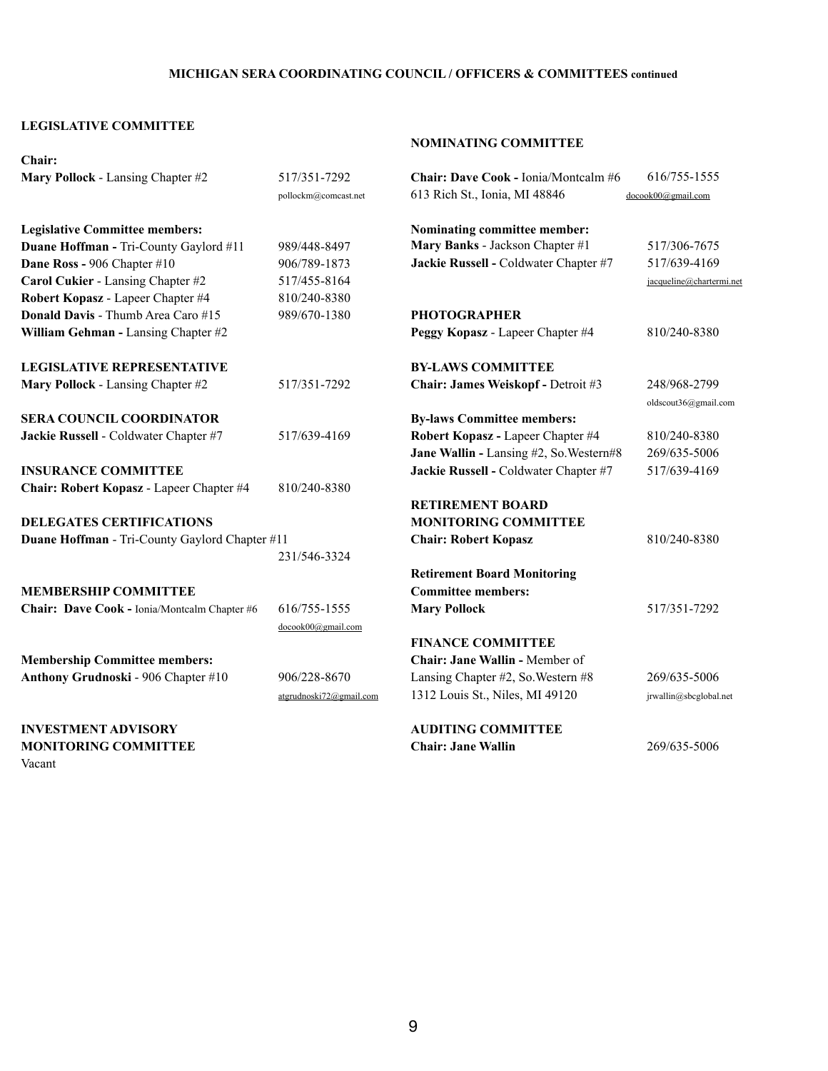**MICHIGAN SERA COORDINATING COUNCIL / OFFICERS & COMMITTEES continued**

**LEGISLATIVE COMMITTEE**

**Chair:**
**Mary Pollock** - Lansing Chapter #2 — 517/351-7292
pollockm@comcast.net

**Legislative Committee members:**
**Duane Hoffman -** Tri-County Gaylord #11 — 989/448-8497
**Dane Ross -** 906 Chapter #10 — 906/789-1873
**Carol Cukier** - Lansing Chapter #2 — 517/455-8164
**Robert Kopasz** - Lapeer Chapter #4 — 810/240-8380
**Donald Davis** - Thumb Area Caro #15 — 989/670-1380
**William Gehman -** Lansing Chapter #2

**LEGISLATIVE REPRESENTATIVE**
**Mary Pollock** - Lansing Chapter #2 — 517/351-7292

**SERA COUNCIL COORDINATOR**
**Jackie Russell** - Coldwater Chapter #7 — 517/639-4169

**INSURANCE COMMITTEE**
**Chair: Robert Kopasz** - Lapeer Chapter #4 — 810/240-8380

**DELEGATES CERTIFICATIONS**
**Duane Hoffman** - Tri-County Gaylord Chapter #11 — 231/546-3324

**MEMBERSHIP COMMITTEE**
**Chair: Dave Cook -** Ionia/Montcalm Chapter #6 — 616/755-1555
docook00@gmail.com

**Membership Committee members:**
**Anthony Grudnoski** - 906 Chapter #10 — 906/228-8670
atgrudnoski72@gmail.com

**INVESTMENT ADVISORY MONITORING COMMITTEE**
Vacant

**NOMINATING COMMITTEE**

**Chair: Dave Cook -** Ionia/Montcalm #6 — 616/755-1555
613 Rich St., Ionia, MI 48846 — docook00@gmail.com

**Nominating committee member:**
**Mary Banks** - Jackson Chapter #1 — 517/306-7675
**Jackie Russell -** Coldwater Chapter #7 — 517/639-4169
jacqueline@chartermi.net

**PHOTOGRAPHER**
**Peggy Kopasz** - Lapeer Chapter #4 — 810/240-8380

**BY-LAWS COMMITTEE**
**Chair: James Weiskopf -** Detroit #3 — 248/968-2799
oldscout36@gmail.com

**By-laws Committee members:**
**Robert Kopasz -** Lapeer Chapter #4 — 810/240-8380
**Jane Wallin -** Lansing #2, So.Western#8 — 269/635-5006
**Jackie Russell -** Coldwater Chapter #7 — 517/639-4169

**RETIREMENT BOARD MONITORING COMMITTEE**
**Chair: Robert Kopasz** — 810/240-8380

**Retirement Board Monitoring Committee members:**
**Mary Pollock** — 517/351-7292

**FINANCE COMMITTEE**
**Chair: Jane Wallin -** Member of
Lansing Chapter #2, So.Western #8 — 269/635-5006
1312 Louis St., Niles, MI 49120 — jrwallin@sbcglobal.net

**AUDITING COMMITTEE**
**Chair: Jane Wallin** — 269/635-5006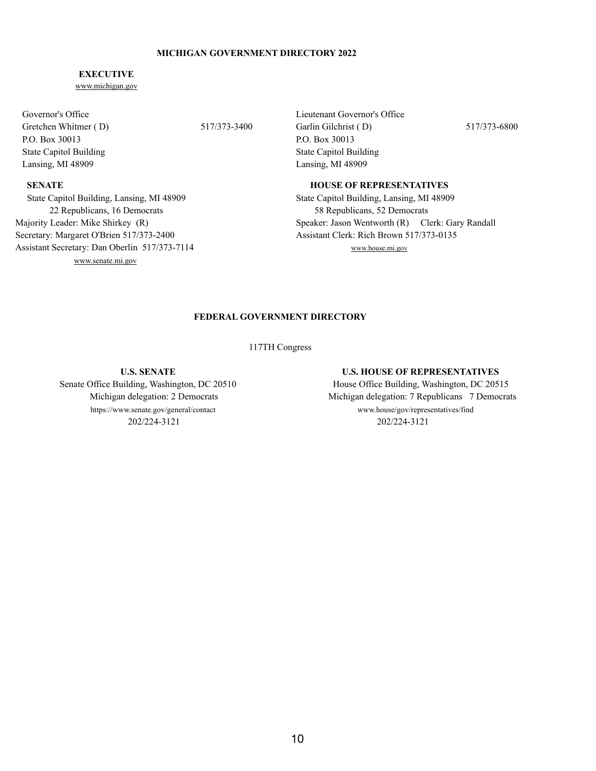# MICHIGAN GOVERNMENT DIRECTORY 2022

## EXECUTIVE

www.michigan.gov

Governor's Office
Gretchen Whitmer ( D) 517/373-3400
P.O. Box 30013
State Capitol Building
Lansing, MI 48909

Lieutenant Governor's Office
Garlin Gilchrist ( D) 517/373-6800
P.O. Box 30013
State Capitol Building
Lansing, MI 48909

## SENATE

State Capitol Building, Lansing, MI 48909
22 Republicans, 16 Democrats
Majority Leader: Mike Shirkey (R)
Secretary: Margaret O'Brien 517/373-2400
Assistant Secretary: Dan Oberlin 517/373-7114
www.senate.mi.gov

## HOUSE OF REPRESENTATIVES

State Capitol Building, Lansing, MI 48909
58 Republicans, 52 Democrats
Speaker: Jason Wentworth (R) Clerk: Gary Randall
Assistant Clerk: Rich Brown 517/373-0135
www.house.mi.gov

# FEDERAL GOVERNMENT DIRECTORY

117TH Congress

## U.S. SENATE

Senate Office Building, Washington, DC 20510
Michigan delegation: 2 Democrats
https://www.senate.gov/general/contact
202/224-3121

## U.S. HOUSE OF REPRESENTATIVES

House Office Building, Washington, DC 20515
Michigan delegation: 7 Republicans 7 Democrats
www.house/gov/representatives/find
202/224-3121